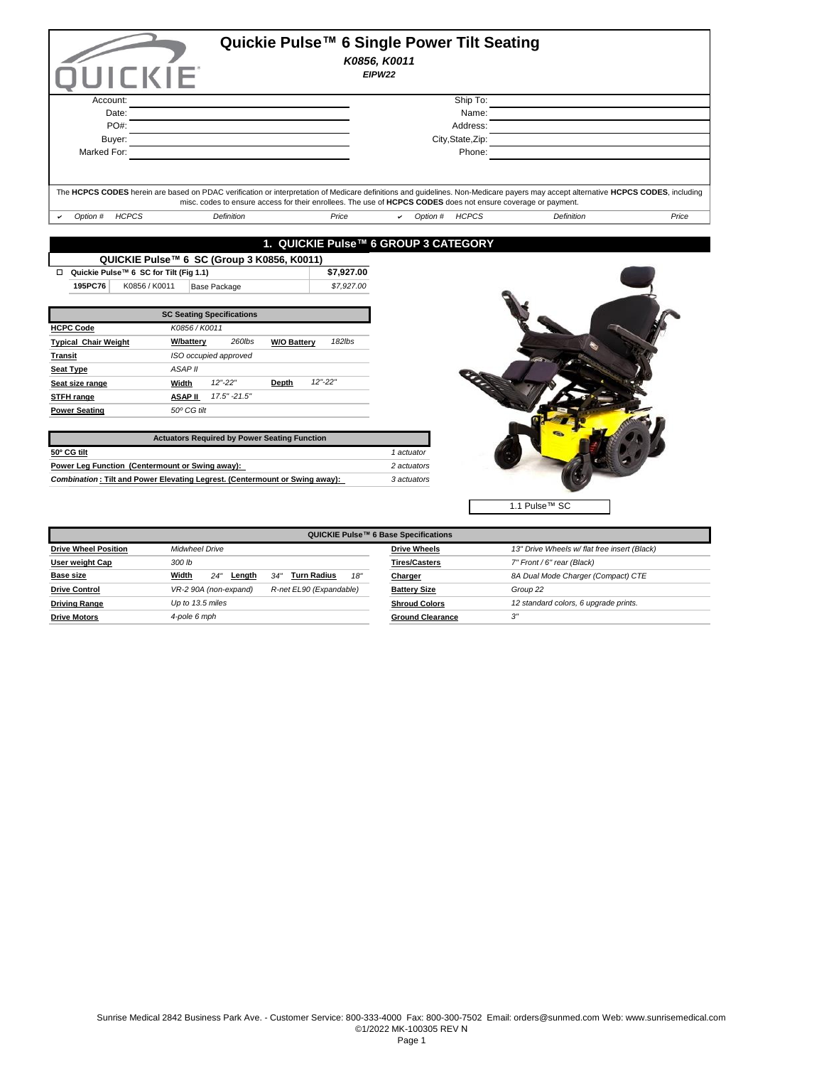# Quickie Pulse™ 6 Single Power Tilt Seating

*K0856, K0011*

*EIPW22*

| | | | |
|---|---|---|---|
| Account: | | Ship To: | |
| Date: | | Name: | |
| PO#: | | Address: | |
| Buyer: | | City,State,Zip: | |
| Marked For: | | Phone: | |

The **HCPCS CODES** herein are based on PDAC verification or interpretation of Medicare definitions and guidelines. Non-Medicare payers may accept alternative **HCPCS CODES**, including misc. codes to ensure access for their enrollees. The use of **HCPCS CODES** does not ensure coverage or payment.

| ✔ | Option # | HCPCS | Definition | Price | ✔ | Option # | HCPCS | Definition | Price |
|---|---|---|---|---|---|---|---|---|---|

## 1. QUICKIE Pulse™ 6 GROUP 3 CATEGORY

### QUICKIE Pulse™ 6 SC (Group 3 K0856, K0011)

| | | | |
|---|---|---|---|
| ☐ **Quickie Pulse™ 6 SC for Tilt (Fig 1.1)** | | | **$7,927.00** |
| **195PC76** | K0856 / K0011 | Base Package | *$7,927.00* |

| SC Seating Specifications | | | | |
|---|---|---|---|---|
| **HCPC Code** | *K0856 / K0011* | | | |
| **Typical Chair Weight** | **W/battery** | *260lbs* | **W/O Battery** | *182lbs* |
| **Transit** | *ISO occupied approved* | | | |
| **Seat Type** | *ASAP II* | | | |
| **Seat size range** | **Width** | *12"-22"* | **Depth** | *12"-22"* |
| **STFH range** | **ASAP II** | *17.5" -21.5"* | | |
| **Power Seating** | *50º CG tilt* | | | |

| Actuators Required by Power Seating Function | |
|---|---|
| **50º CG tilt** | *1 actuator* |
| **Power Leg Function (Centermount or Swing away):** | *2 actuators* |
| ***Combination*: Tilt and Power Elevating Legrest. (Centermount or Swing away):** | *3 actuators* |

1.1 Pulse™ SC

| QUICKIE Pulse™ 6 Base Specifications | | | | | | | | |
|---|---|---|---|---|---|---|---|---|
| **Drive Wheel Position** | *Midwheel Drive* | | | | | | **Drive Wheels** | *13" Drive Wheels w/ flat free insert (Black)* |
| **User weight Cap** | *300 lb* | | | | | | **Tires/Casters** | *7" Front / 6" rear (Black)* |
| **Base size** | **Width** | *24"* | **Length** | *34"* | **Turn Radius** | *18"* | **Charger** | *8A Dual Mode Charger (Compact) CTE* |
| **Drive Control** | *VR-2 90A (non-expand)* | | *R-net EL90 (Expandable)* | | | | **Battery Size** | *Group 22* |
| **Driving Range** | *Up to 13.5 miles* | | | | | | **Shroud Colors** | *12 standard colors, 6 upgrade prints.* |
| **Drive Motors** | *4-pole 6 mph* | | | | | | **Ground Clearance** | *3"* |

Sunrise Medical 2842 Business Park Ave. - Customer Service: 800-333-4000 Fax: 800-300-7502 Email: orders@sunmed.com Web: www.sunrisemedical.com
©1/2022 MK-100305 REV N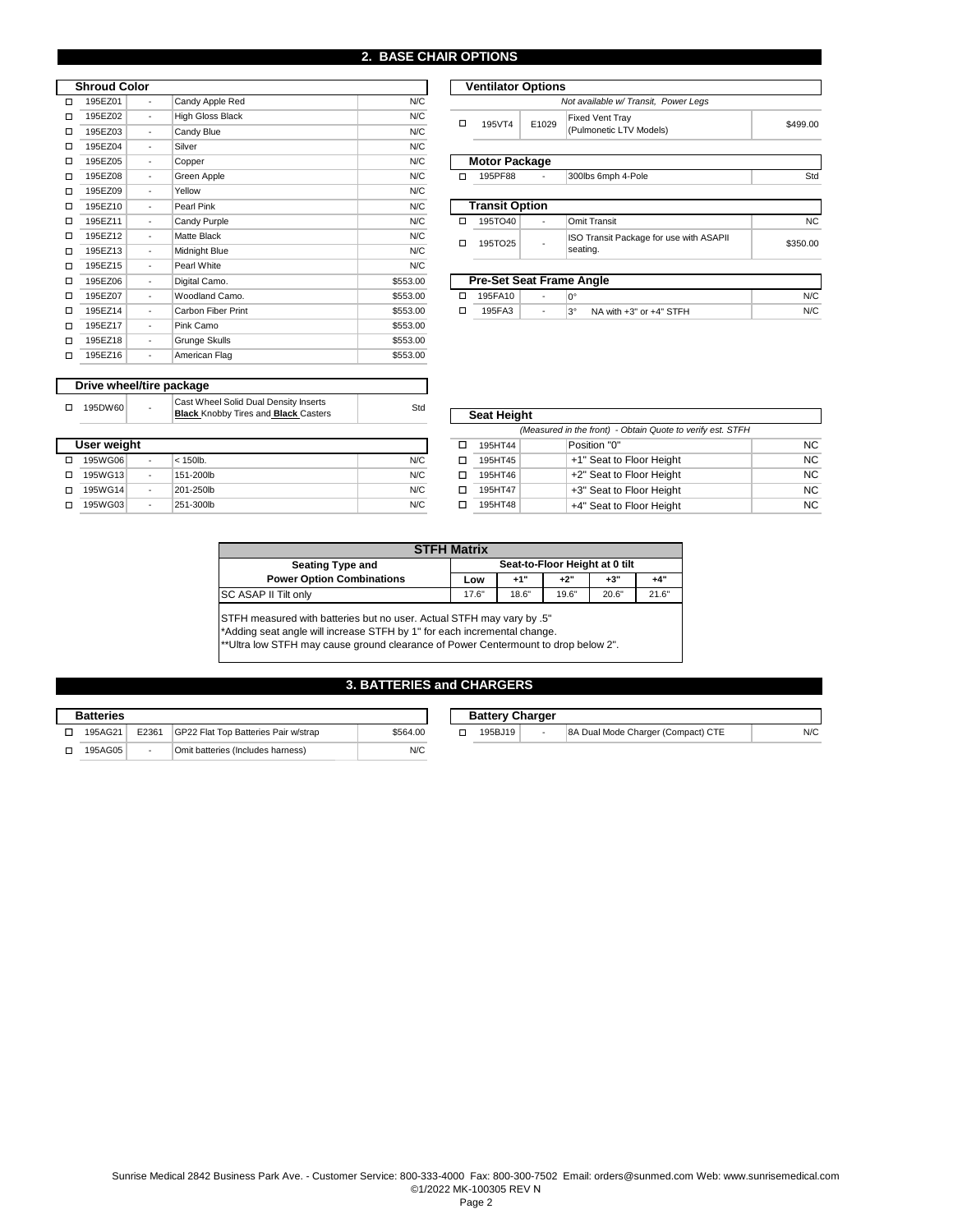## 2. BASE CHAIR OPTIONS

### Shroud Color

| | Code | | Description | Price |
|---|---|---|---|---|
| ☐ | 195EZ01 | - | Candy Apple Red | N/C |
| ☐ | 195EZ02 | - | High Gloss Black | N/C |
| ☐ | 195EZ03 | - | Candy Blue | N/C |
| ☐ | 195EZ04 | - | Silver | N/C |
| ☐ | 195EZ05 | - | Copper | N/C |
| ☐ | 195EZ08 | - | Green Apple | N/C |
| ☐ | 195EZ09 | - | Yellow | N/C |
| ☐ | 195EZ10 | - | Pearl Pink | N/C |
| ☐ | 195EZ11 | - | Candy Purple | N/C |
| ☐ | 195EZ12 | - | Matte Black | N/C |
| ☐ | 195EZ13 | - | Midnight Blue | N/C |
| ☐ | 195EZ15 | - | Pearl White | N/C |
| ☐ | 195EZ06 | - | Digital Camo. | $553.00 |
| ☐ | 195EZ07 | - | Woodland Camo. | $553.00 |
| ☐ | 195EZ14 | - | Carbon Fiber Print | $553.00 |
| ☐ | 195EZ17 | - | Pink Camo | $553.00 |
| ☐ | 195EZ18 | - | Grunge Skulls | $553.00 |
| ☐ | 195EZ16 | - | American Flag | $553.00 |

### Drive wheel/tire package

| | Code | | Description | Price |
|---|---|---|---|---|
| ☐ | 195DW60 | - | Cast Wheel Solid Dual Density Inserts **Black** Knobby Tires and **Black** Casters | Std |

### User weight

| | Code | | Description | Price |
|---|---|---|---|---|
| ☐ | 195WG06 | - | < 150lb. | N/C |
| ☐ | 195WG13 | - | 151-200lb | N/C |
| ☐ | 195WG14 | - | 201-250lb | N/C |
| ☐ | 195WG03 | - | 251-300lb | N/C |

### Ventilator Options

*Not available w/ Transit, Power Legs*

| | Code | | Description | Price |
|---|---|---|---|---|
| ☐ | 195VT4 | E1029 | Fixed Vent Tray (Pulmonetic LTV Models) | $499.00 |

### Motor Package

| | Code | | Description | Price |
|---|---|---|---|---|
| ☐ | 195PF88 | - | 300lbs 6mph 4-Pole | Std |

### Transit Option

| | Code | | Description | Price |
|---|---|---|---|---|
| ☐ | 195TO40 | - | Omit Transit | NC |
| ☐ | 195TO25 | - | ISO Transit Package for use with ASAPII seating. | $350.00 |

### Pre-Set Seat Frame Angle

| | Code | | Description | Price |
|---|---|---|---|---|
| ☐ | 195FA10 | - | 0° | N/C |
| ☐ | 195FA3 | - | 3° NA with +3" or +4" STFH | N/C |

### Seat Height

*(Measured in the front) - Obtain Quote to verify est. STFH*

| | Code | | Description | Price |
|---|---|---|---|---|
| ☐ | 195HT44 | | Position "0" | NC |
| ☐ | 195HT45 | | +1" Seat to Floor Height | NC |
| ☐ | 195HT46 | | +2" Seat to Floor Height | NC |
| ☐ | 195HT47 | | +3" Seat to Floor Height | NC |
| ☐ | 195HT48 | | +4" Seat to Floor Height | NC |

### STFH Matrix

| Seating Type and Power Option Combinations | Seat-to-Floor Height at 0 tilt | | | | |
|---|---|---|---|---|---|
| | Low | +1" | +2" | +3" | +4" |
| SC ASAP II Tilt only | 17.6" | 18.6" | 19.6" | 20.6" | 21.6" |

STFH measured with batteries but no user. Actual STFH may vary by .5"
*Adding seat angle will increase STFH by 1" for each incremental change.
**Ultra low STFH may cause ground clearance of Power Centermount to drop below 2".

## 3. BATTERIES and CHARGERS

### Batteries

| | Code | | Description | Price |
|---|---|---|---|---|
| ☐ | 195AG21 | E2361 | GP22 Flat Top Batteries Pair w/strap | $564.00 |
| ☐ | 195AG05 | - | Omit batteries (Includes harness) | N/C |

### Battery Charger

| | Code | | Description | Price |
|---|---|---|---|---|
| ☐ | 195BJ19 | - | 8A Dual Mode Charger (Compact) CTE | N/C |

Sunrise Medical 2842 Business Park Ave. - Customer Service: 800-333-4000 Fax: 800-300-7502 Email: orders@sunmed.com Web: www.sunrisemedical.com
©1/2022 MK-100305 REV N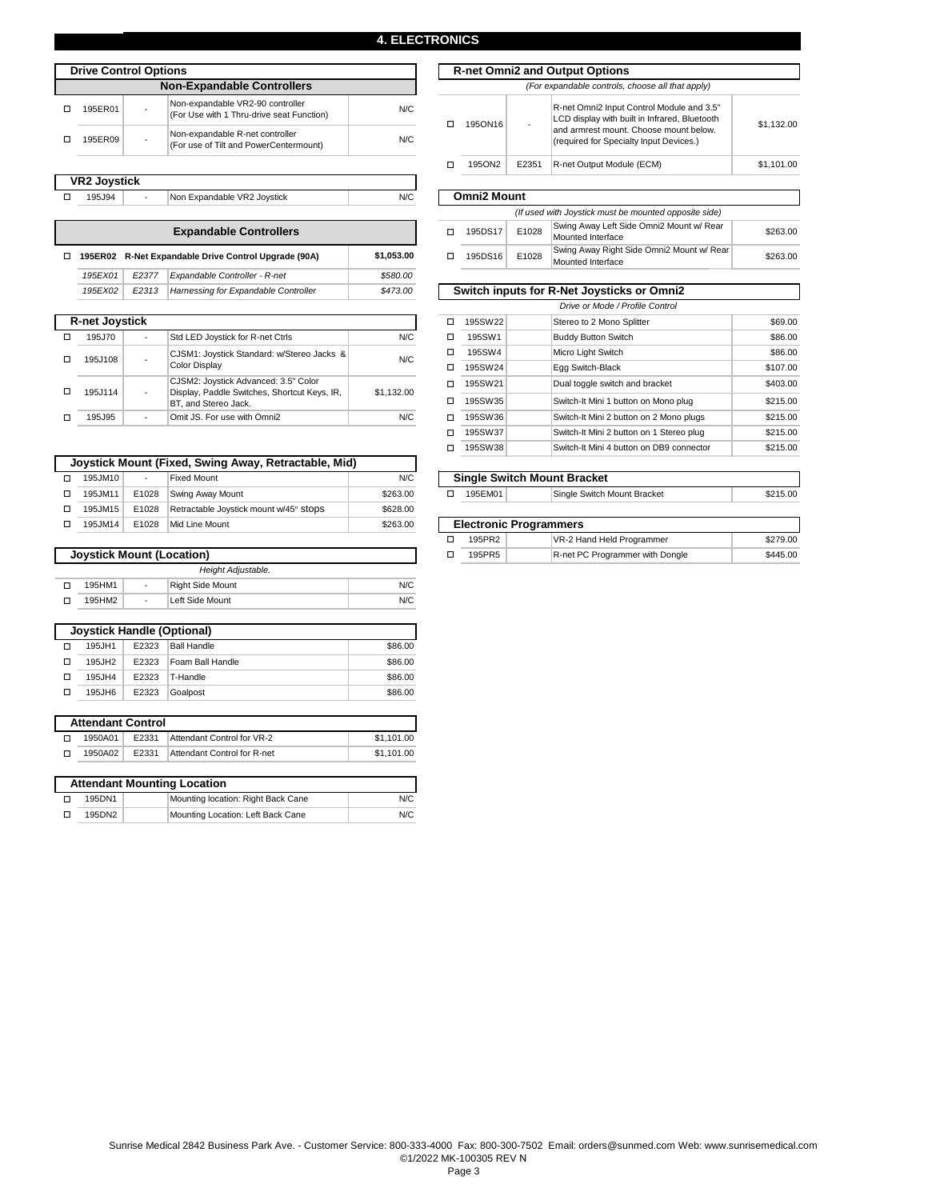## 4. ELECTRONICS

### Drive Control Options

**Non-Expandable Controllers**

| | Code | HCPCS | Description | Price |
|---|---|---|---|---|
| ☐ | 195ER01 | - | Non-expandable VR2-90 controller (For Use with 1 Thru-drive seat Function) | N/C |
| ☐ | 195ER09 | - | Non-expandable R-net controller (For use of Tilt and PowerCentermount) | N/C |

### VR2 Joystick

| | Code | HCPCS | Description | Price |
|---|---|---|---|---|
| ☐ | 195J94 | - | Non Expandable VR2 Joystick | N/C |

**Expandable Controllers**

| | Code | HCPCS | Description | Price |
|---|---|---|---|---|
| ☐ | **195ER02** | | **R-Net Expandable Drive Control Upgrade (90A)** | **$1,053.00** |
| | *195EX01* | *E2377* | *Expandable Controller - R-net* | *$580.00* |
| | *195EX02* | *E2313* | *Harnessing for Expandable Controller* | *$473.00* |

### R-net Joystick

| | Code | HCPCS | Description | Price |
|---|---|---|---|---|
| ☐ | 195J70 | - | Std LED Joystick for R-net Ctrls | N/C |
| ☐ | 195J108 | - | CJSM1: Joystick Standard: w/Stereo Jacks & Color Display | N/C |
| ☐ | 195J114 | - | CJSM2: Joystick Advanced: 3.5" Color Display, Paddle Switches, Shortcut Keys, IR, BT, and Stereo Jack. | $1,132.00 |
| ☐ | 195J95 | - | Omit JS. For use with Omni2 | N/C |

### Joystick Mount (Fixed, Swing Away, Retractable, Mid)

| | Code | HCPCS | Description | Price |
|---|---|---|---|---|
| ☐ | 195JM10 | - | Fixed Mount | N/C |
| ☐ | 195JM11 | E1028 | Swing Away Mount | $263.00 |
| ☐ | 195JM15 | E1028 | Retractable Joystick mount w/45° stops | $628.00 |
| ☐ | 195JM14 | E1028 | Mid Line Mount | $263.00 |

### Joystick Mount (Location)

*Height Adjustable.*

| | Code | HCPCS | Description | Price |
|---|---|---|---|---|
| ☐ | 195HM1 | - | Right Side Mount | N/C |
| ☐ | 195HM2 | - | Left Side Mount | N/C |

### Joystick Handle (Optional)

| | Code | HCPCS | Description | Price |
|---|---|---|---|---|
| ☐ | 195JH1 | E2323 | Ball Handle | $86.00 |
| ☐ | 195JH2 | E2323 | Foam Ball Handle | $86.00 |
| ☐ | 195JH4 | E2323 | T-Handle | $86.00 |
| ☐ | 195JH6 | E2323 | Goalpost | $86.00 |

### Attendant Control

| | Code | HCPCS | Description | Price |
|---|---|---|---|---|
| ☐ | 1950A01 | E2331 | Attendant Control for VR-2 | $1,101.00 |
| ☐ | 1950A02 | E2331 | Attendant Control for R-net | $1,101.00 |

### Attendant Mounting Location

| | Code | HCPCS | Description | Price |
|---|---|---|---|---|
| ☐ | 195DN1 | | Mounting location: Right Back Cane | N/C |
| ☐ | 195DN2 | | Mounting Location: Left Back Cane | N/C |

### R-net Omni2 and Output Options

*(For expandable controls, choose all that apply)*

| | Code | HCPCS | Description | Price |
|---|---|---|---|---|
| ☐ | 195ON16 | - | R-net Omni2 Input Control Module and 3.5" LCD display with built in Infrared, Bluetooth and armrest mount. Choose mount below. (required for Specialty Input Devices.) | $1,132.00 |
| ☐ | 195ON2 | E2351 | R-net Output Module (ECM) | $1,101.00 |

### Omni2 Mount

*(If used with Joystick must be mounted opposite side)*

| | Code | HCPCS | Description | Price |
|---|---|---|---|---|
| ☐ | 195DS17 | E1028 | Swing Away Left Side Omni2 Mount w/ Rear Mounted Interface | $263.00 |
| ☐ | 195DS16 | E1028 | Swing Away Right Side Omni2 Mount w/ Rear Mounted Interface | $263.00 |

### Switch inputs for R-Net Joysticks or Omni2

*Drive or Mode / Profile Control*

| | Code | HCPCS | Description | Price |
|---|---|---|---|---|
| ☐ | 195SW22 | | Stereo to 2 Mono Splitter | $69.00 |
| ☐ | 195SW1 | | Buddy Button Switch | $86.00 |
| ☐ | 195SW4 | | Micro Light Switch | $86.00 |
| ☐ | 195SW24 | | Egg Switch-Black | $107.00 |
| ☐ | 195SW21 | | Dual toggle switch and bracket | $403.00 |
| ☐ | 195SW35 | | Switch-It Mini 1 button on Mono plug | $215.00 |
| ☐ | 195SW36 | | Switch-It Mini 2 button on 2 Mono plugs | $215.00 |
| ☐ | 195SW37 | | Switch-It Mini 2 button on 1 Stereo plug | $215.00 |
| ☐ | 195SW38 | | Switch-It Mini 4 button on DB9 connector | $215.00 |

### Single Switch Mount Bracket

| | Code | HCPCS | Description | Price |
|---|---|---|---|---|
| ☐ | 195EM01 | | Single Switch Mount Bracket | $215.00 |

### Electronic Programmers

| | Code | HCPCS | Description | Price |
|---|---|---|---|---|
| ☐ | 195PR2 | | VR-2 Hand Held Programmer | $279.00 |
| ☐ | 195PR5 | | R-net PC Programmer with Dongle | $445.00 |

Sunrise Medical 2842 Business Park Ave. - Customer Service: 800-333-4000 Fax: 800-300-7502 Email: orders@sunmed.com Web: www.sunrisemedical.com
©1/2022 MK-100305 REV N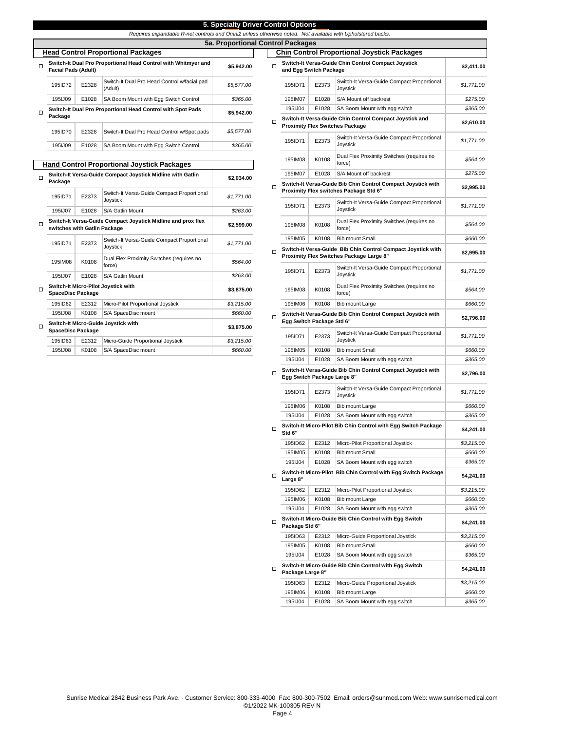## 5. Specialty Driver Control Options

*Requires expandable R-net controls and Omni2 unless otherwise noted. Not available with Upholstered backs.*

### 5a. Proportional Control Packages

#### Head Control Proportional Packages

| | | | |
|---|---|---|---|
| ☐ **Switch-It Dual Pro Proportional Head Control with Whitmyer and Facial Pads (Adult)** | | | **$5,942.00** |
| 195ID72 | E2328 | Switch-It Dual Pro Head Control w/facial pad (Adult) | *$5,577.00* |
| 195IJ09 | E1028 | SA Boom Mount with Egg Switch Control | *$365.00* |
| ☐ **Switch-It Dual Pro Proportional Head Control with Spot Pads Package** | | | **$5,942.00** |
| 195ID70 | E2328 | Switch-It Dual Pro Head Control w/Spot pads | *$5,577.00* |
| 195IJ09 | E1028 | SA Boom Mount with Egg Switch Control | *$365.00* |

#### Hand Control Proportional Joystick Packages

| | | | |
|---|---|---|---|
| ☐ **Switch-It Versa-Guide Compact Joystick Midline with Gatlin Package** | | | **$2,034.00** |
| 195ID71 | E2373 | Switch-It Versa-Guide Compact Proportional Joystick | *$1,771.00* |
| 195IJ07 | E1028 | S/A Gatlin Mount | *$263.00* |
| ☐ **Switch-It Versa-Guide Compact Joystick Midline and prox flex switches with Gatlin Package** | | | **$2,599.00** |
| 195ID71 | E2373 | Switch-It Versa-Guide Compact Proportional Joystick | *$1,771.00* |
| 195IM08 | K0108 | Dual Flex Proximity Switches (requires no force) | *$564.00* |
| 195IJ07 | E1028 | S/A Gatlin Mount | *$263.00* |
| ☐ **Switch-It Micro-Pilot Joystick with SpaceDisc Package** | | | **$3,875.00** |
| 195ID62 | E2312 | Micro-Pilot Proportional Joystick | *$3,215.00* |
| 195IJ08 | K0108 | S/A SpaceDisc mount | *$660.00* |
| ☐ **Switch-It Micro-Guide Joystick with SpaceDisc Package** | | | **$3,875.00** |
| 195ID63 | E2312 | Micro-Guide Proportional Joystick | *$3,215.00* |
| 195IJ08 | K0108 | S/A SpaceDisc mount | *$660.00* |

#### Chin Control Proportional Joystick Packages

| | | | |
|---|---|---|---|
| ☐ **Switch-It Versa-Guide Chin Control Compact Joystick and Egg Switch Package** | | | **$2,411.00** |
| 195ID71 | E2373 | Switch-It Versa-Guide Compact Proportional Joystick | *$1,771.00* |
| 195IM07 | E1028 | S/A Mount off backrest | *$275.00* |
| 195IJ04 | E1028 | SA Boom Mount with egg switch | *$365.00* |
| ☐ **Switch-It Versa-Guide Chin Control Compact Joystick and Proximity Flex Switches Package** | | | **$2,610.00** |
| 195ID71 | E2373 | Switch-It Versa-Guide Compact Proportional Joystick | *$1,771.00* |
| 195IM08 | K0108 | Dual Flex Proximity Switches (requires no force) | *$564.00* |
| 195IM07 | E1028 | S/A Mount off backrest | *$275.00* |
| ☐ **Switch-It Versa-Guide Bib Chin Control Compact Joystick with Proximity Flex switches Package Std 6"** | | | **$2,995.00** |
| 195ID71 | E2373 | Switch-It Versa-Guide Compact Proportional Joystick | *$1,771.00* |
| 195IM08 | K0108 | Dual Flex Proximity Switches (requires no force) | *$564.00* |
| 195IM05 | K0108 | Bib mount Small | *$660.00* |
| ☐ **Switch-It Versa-Guide Bib Chin Control Compact Joystick with Proximity Flex Switches Package Large 8"** | | | **$2,995.00** |
| 195ID71 | E2373 | Switch-It Versa-Guide Compact Proportional Joystick | *$1,771.00* |
| 195IM08 | K0108 | Dual Flex Proximity Switches (requires no force) | *$564.00* |
| 195IM06 | K0108 | Bib mount Large | *$660.00* |
| ☐ **Switch-It Versa-Guide Bib Chin Control Compact Joystick with Egg Switch Package Std 6"** | | | **$2,796.00** |
| 195ID71 | E2373 | Switch-It Versa-Guide Compact Proportional Joystick | *$1,771.00* |
| 195IM05 | K0108 | Bib mount Small | *$660.00* |
| 195IJ04 | E1028 | SA Boom Mount with egg switch | *$365.00* |
| ☐ **Switch-It Versa-Guide Bib Chin Control Compact Joystick with Egg Switch Package Large 8"** | | | **$2,796.00** |
| 195ID71 | E2373 | Switch-It Versa-Guide Compact Proportional Joystick | *$1,771.00* |
| 195IM06 | K0108 | Bib mount Large | *$660.00* |
| 195IJ04 | E1028 | SA Boom Mount with egg switch | *$365.00* |
| ☐ **Switch-It Micro-Pilot Bib Chin Control with Egg Switch Package Std 6"** | | | **$4,241.00** |
| 195ID62 | E2312 | Micro-Pilot Proportional Joystick | *$3,215.00* |
| 195IM05 | K0108 | Bib mount Small | *$660.00* |
| 195IJ04 | E1028 | SA Boom Mount with egg switch | *$365.00* |
| ☐ **Switch-It Micro-Pilot Bib Chin Control with Egg Switch Package Large 8"** | | | **$4,241.00** |
| 195ID62 | E2312 | Micro-Pilot Proportional Joystick | *$3,215.00* |
| 195IM06 | K0108 | Bib mount Large | *$660.00* |
| 195IJ04 | E1028 | SA Boom Mount with egg switch | *$365.00* |
| ☐ **Switch-It Micro-Guide Bib Chin Control with Egg Switch Package Std 6"** | | | **$4,241.00** |
| 195ID63 | E2312 | Micro-Guide Proportional Joystick | *$3,215.00* |
| 195IM05 | K0108 | Bib mount Small | *$660.00* |
| 195IJ04 | E1028 | SA Boom Mount with egg switch | *$365.00* |
| ☐ **Switch-It Micro-Guide Bib Chin Control with Egg Switch Package Large 8"** | | | **$4,241.00** |
| 195ID63 | E2312 | Micro-Guide Proportional Joystick | *$3,215.00* |
| 195IM06 | K0108 | Bib mount Large | *$660.00* |
| 195IJ04 | E1028 | SA Boom Mount with egg switch | *$365.00* |

Sunrise Medical 2842 Business Park Ave. - Customer Service: 800-333-4000 Fax: 800-300-7502 Email: orders@sunmed.com Web: www.sunrisemedical.com
©1/2022 MK-100305 REV N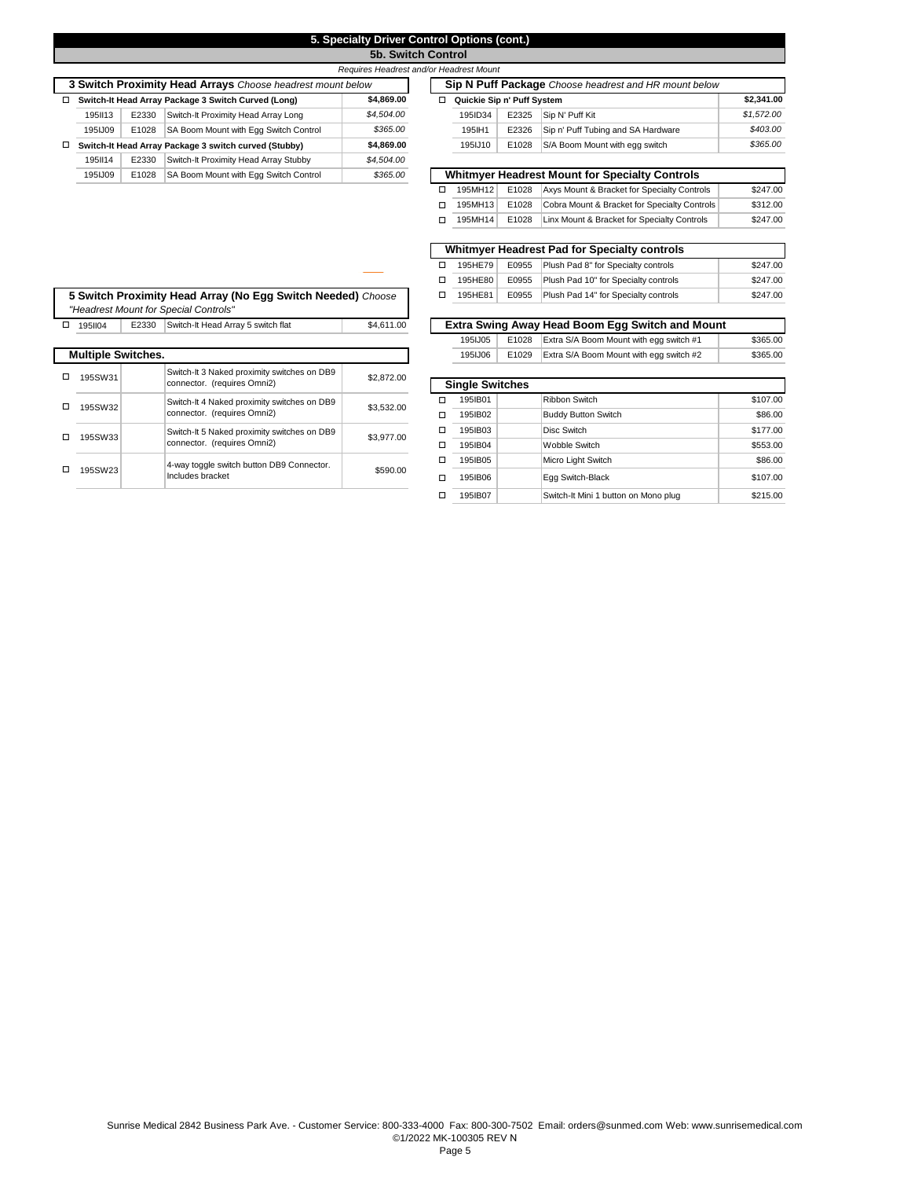# 5. Specialty Driver Control Options (cont.)

## 5b. Switch Control

*Requires Headrest and/or Headrest Mount*

### 3 Switch Proximity Head Arrays *Choose headrest mount below*

| | Part # | Code | Description | Price |
|---|---|---|---|---|
| ☐ | **Switch-It Head Array Package 3 Switch Curved (Long)** | | | **$4,869.00** |
| | 195II13 | E2330 | Switch-It Proximity Head Array Long | *$4,504.00* |
| | 195IJ09 | E1028 | SA Boom Mount with Egg Switch Control | *$365.00* |
| ☐ | **Switch-It Head Array Package 3 switch curved (Stubby)** | | | **$4,869.00** |
| | 195II14 | E2330 | Switch-It Proximity Head Array Stubby | *$4,504.00* |
| | 195IJ09 | E1028 | SA Boom Mount with Egg Switch Control | *$365.00* |

### 5 Switch Proximity Head Array (No Egg Switch Needed) *Choose "Headrest Mount for Special Controls"*

| | Part # | Code | Description | Price |
|---|---|---|---|---|
| ☐ | 195II04 | E2330 | Switch-It Head Array 5 switch flat | $4,611.00 |

### Multiple Switches.

| | Part # | Code | Description | Price |
|---|---|---|---|---|
| ☐ | 195SW31 | | Switch-It 3 Naked proximity switches on DB9 connector. (requires Omni2) | $2,872.00 |
| ☐ | 195SW32 | | Switch-It 4 Naked proximity switches on DB9 connector. (requires Omni2) | $3,532.00 |
| ☐ | 195SW33 | | Switch-It 5 Naked proximity switches on DB9 connector. (requires Omni2) | $3,977.00 |
| ☐ | 195SW23 | | 4-way toggle switch button DB9 Connector. Includes bracket | $590.00 |

### Sip N Puff Package *Choose headrest and HR mount below*

| | Part # | Code | Description | Price |
|---|---|---|---|---|
| ☐ | **Quickie Sip n' Puff System** | | | **$2,341.00** |
| | 195ID34 | E2325 | Sip N' Puff Kit | *$1,572.00* |
| | 195IH1 | E2326 | Sip n' Puff Tubing and SA Hardware | *$403.00* |
| | 195IJ10 | E1028 | S/A Boom Mount with egg switch | *$365.00* |

### Whitmyer Headrest Mount for Specialty Controls

| | Part # | Code | Description | Price |
|---|---|---|---|---|
| ☐ | 195MH12 | E1028 | Axys Mount & Bracket for Specialty Controls | $247.00 |
| ☐ | 195MH13 | E1028 | Cobra Mount & Bracket for Specialty Controls | $312.00 |
| ☐ | 195MH14 | E1028 | Linx Mount & Bracket for Specialty Controls | $247.00 |

### Whitmyer Headrest Pad for Specialty controls

| | Part # | Code | Description | Price |
|---|---|---|---|---|
| ☐ | 195HE79 | E0955 | Plush Pad 8" for Specialty controls | $247.00 |
| ☐ | 195HE80 | E0955 | Plush Pad 10" for Specialty controls | $247.00 |
| ☐ | 195HE81 | E0955 | Plush Pad 14" for Specialty controls | $247.00 |

### Extra Swing Away Head Boom Egg Switch and Mount

| Part # | Code | Description | Price |
|---|---|---|---|
| 195IJ05 | E1028 | Extra S/A Boom Mount with egg switch #1 | $365.00 |
| 195IJ06 | E1029 | Extra S/A Boom Mount with egg switch #2 | $365.00 |

### Single Switches

| | Part # | Code | Description | Price |
|---|---|---|---|---|
| ☐ | 195IB01 | | Ribbon Switch | $107.00 |
| ☐ | 195IB02 | | Buddy Button Switch | $86.00 |
| ☐ | 195IB03 | | Disc Switch | $177.00 |
| ☐ | 195IB04 | | Wobble Switch | $553.00 |
| ☐ | 195IB05 | | Micro Light Switch | $86.00 |
| ☐ | 195IB06 | | Egg Switch-Black | $107.00 |
| ☐ | 195IB07 | | Switch-It Mini 1 button on Mono plug | $215.00 |

Sunrise Medical 2842 Business Park Ave. - Customer Service: 800-333-4000 Fax: 800-300-7502 Email: orders@sunmed.com Web: www.sunrisemedical.com
©1/2022 MK-100305 REV N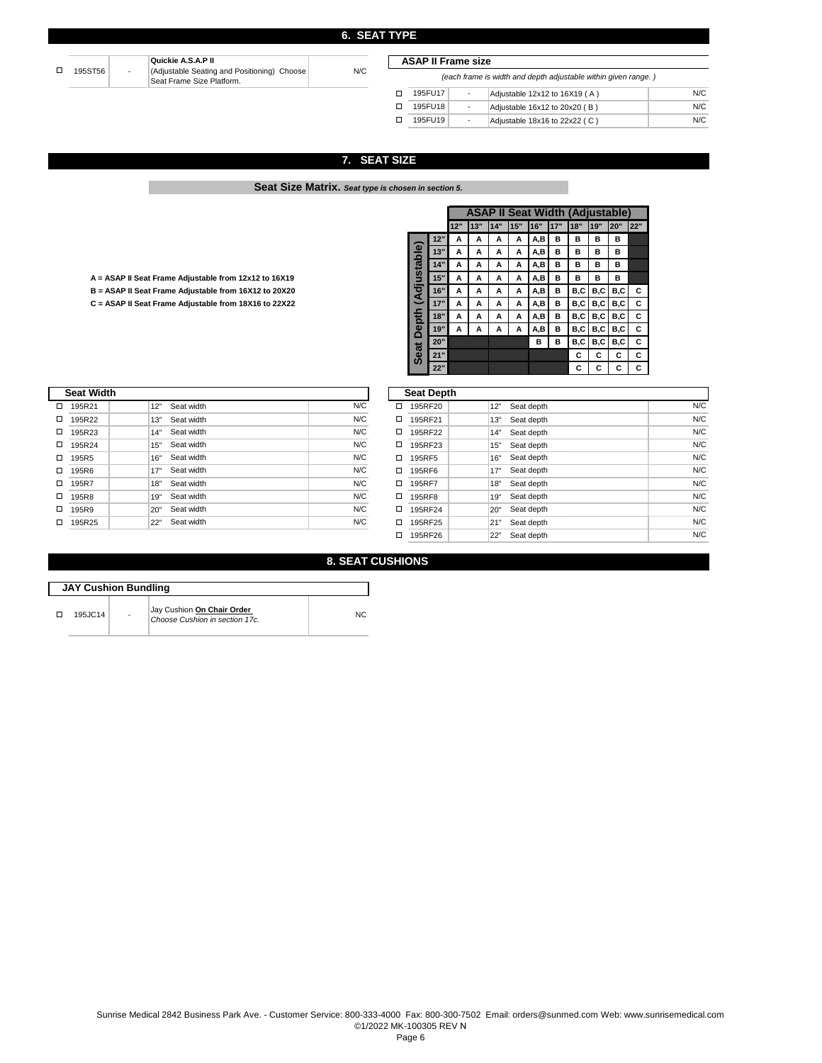## 6. SEAT TYPE

| | Code | | Description | Price |
|---|---|---|---|---|
| ☐ | 195ST56 | - | **Quickie A.S.A.P II** (Adjustable Seating and Positioning) Choose Seat Frame Size Platform. | N/C |

### ASAP II Frame size

*(each frame is width and depth adjustable within given range. )*

| | Code | | Description | Price |
|---|---|---|---|---|
| ☐ | 195FU17 | - | Adjustable 12x12 to 16X19 ( A ) | N/C |
| ☐ | 195FU18 | - | Adjustable 16x12 to 20x20 ( B ) | N/C |
| ☐ | 195FU19 | - | Adjustable 18x16 to 22x22 ( C ) | N/C |

## 7. SEAT SIZE

**Seat Size Matrix.** ***Seat type is chosen in section 5.***

**A = ASAP II Seat Frame Adjustable from 12x12 to 16X19**

**B = ASAP II Seat Frame Adjustable from 16X12 to 20X20**

**C = ASAP II Seat Frame Adjustable from 18X16 to 22X22**

| Seat Depth (Adjustable) | ASAP II Seat Width (Adjustable) 12" | 13" | 14" | 15" | 16" | 17" | 18" | 19" | 20" | 22" |
|---|---|---|---|---|---|---|---|---|---|---|
| 12" | A | A | A | A | A,B | B | B | B | B | |
| 13" | A | A | A | A | A,B | B | B | B | B | |
| 14" | A | A | A | A | A,B | B | B | B | B | |
| 15" | A | A | A | A | A,B | B | B | B | B | |
| 16" | A | A | A | A | A,B | B | B,C | B,C | B,C | C |
| 17" | A | A | A | A | A,B | B | B,C | B,C | B,C | C |
| 18" | A | A | A | A | A,B | B | B,C | B,C | B,C | C |
| 19" | A | A | A | A | A,B | B | B,C | B,C | B,C | C |
| 20" | | | | | B | B | B,C | B,C | B,C | C |
| 21" | | | | | | | C | C | C | C |
| 22" | | | | | | | C | C | C | C |

### Seat Width

| | Code | Size | Description | Price |
|---|---|---|---|---|
| ☐ | 195R21 | 12" | Seat width | N/C |
| ☐ | 195R22 | 13" | Seat width | N/C |
| ☐ | 195R23 | 14" | Seat width | N/C |
| ☐ | 195R24 | 15" | Seat width | N/C |
| ☐ | 195R5 | 16" | Seat width | N/C |
| ☐ | 195R6 | 17" | Seat width | N/C |
| ☐ | 195R7 | 18" | Seat width | N/C |
| ☐ | 195R8 | 19" | Seat width | N/C |
| ☐ | 195R9 | 20" | Seat width | N/C |
| ☐ | 195R25 | 22" | Seat width | N/C |

### Seat Depth

| | Code | Size | Description | Price |
|---|---|---|---|---|
| ☐ | 195RF20 | 12" | Seat depth | N/C |
| ☐ | 195RF21 | 13" | Seat depth | N/C |
| ☐ | 195RF22 | 14" | Seat depth | N/C |
| ☐ | 195RF23 | 15" | Seat depth | N/C |
| ☐ | 195RF5 | 16" | Seat depth | N/C |
| ☐ | 195RF6 | 17" | Seat depth | N/C |
| ☐ | 195RF7 | 18" | Seat depth | N/C |
| ☐ | 195RF8 | 19" | Seat depth | N/C |
| ☐ | 195RF24 | 20" | Seat depth | N/C |
| ☐ | 195RF25 | 21" | Seat depth | N/C |
| ☐ | 195RF26 | 22" | Seat depth | N/C |

## 8. SEAT CUSHIONS

### JAY Cushion Bundling

| | Code | | Description | Price |
|---|---|---|---|---|
| ☐ | 195JC14 | - | Jay Cushion **On Chair Order** *Choose Cushion in section 17c.* | NC |

Sunrise Medical 2842 Business Park Ave. - Customer Service: 800-333-4000 Fax: 800-300-7502 Email: orders@sunmed.com Web: www.sunrisemedical.com
©1/2022 MK-100305 REV N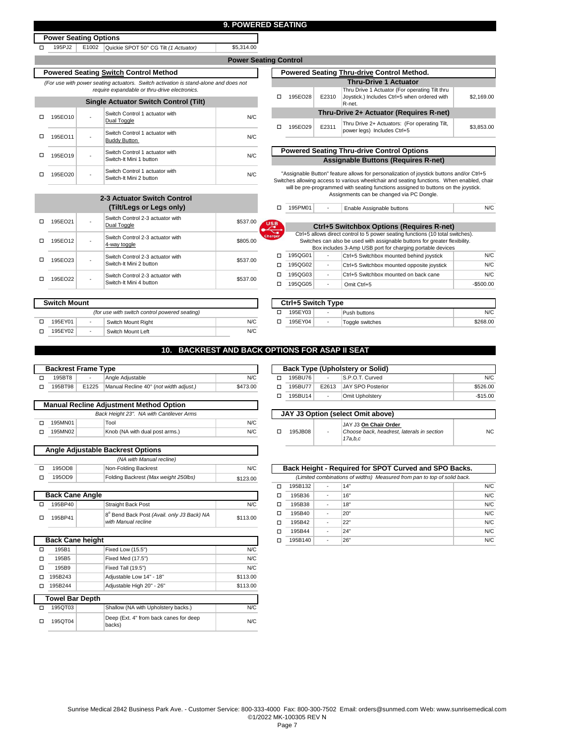# 9. POWERED SEATING

## Power Seating Options

| | Part | HCPCS | Description | Price |
|---|---|---|---|---|
| ☐ | 195PJ2 | E1002 | Quickie SPOT 50° CG Tilt *(1 Actuator)* | $5,314.00 |

## Power Seating Control

### Powered Seating Switch Control Method

*(For use with power seating actuators. Switch activation is stand-alone and does not require expandable or thru-drive electronics.*

**Single Actuator Switch Control (Tilt)**

| | Part | HCPCS | Description | Price |
|---|---|---|---|---|
| ☐ | 195EO10 | - | Switch Control 1 actuator with Dual Toggle | N/C |
| ☐ | 195EO11 | - | Switch Control 1 actuator with Buddy Button | N/C |
| ☐ | 195EO19 | - | Switch Control 1 actuator with Switch-It Mini 1 button | N/C |
| ☐ | 195EO20 | - | Switch Control 1 actuator with Switch-It Mini 2 button | N/C |

**2-3 Actuator Switch Control (Tilt/Legs or Legs only)**

| | Part | HCPCS | Description | Price |
|---|---|---|---|---|
| ☐ | 195EO21 | - | Switch Control 2-3 actuator with Dual Toggle | $537.00 |
| ☐ | 195EO12 | - | Switch Control 2-3 actuator with 4-way toggle | $805.00 |
| ☐ | 195EO23 | - | Switch Control 2-3 actuator with Switch-It Mini 2 button | $537.00 |
| ☐ | 195EO22 | - | Switch Control 2-3 actuator with Switch-It Mini 4 button | $537.00 |

### Switch Mount

*(for use with switch control powered seating)*

| | Part | HCPCS | Description | Price |
|---|---|---|---|---|
| ☐ | 195EY01 | - | Switch Mount Right | N/C |
| ☐ | 195EY02 | - | Switch Mount Left | N/C |

### Powered Seating Thru-drive Control Method.

**Thru-Drive 1 Actuator**

| | Part | HCPCS | Description | Price |
|---|---|---|---|---|
| ☐ | 195EO28 | E2310 | Thru Drive 1 Actuator (For operating Tilt thru Joystick.) Includes Ctrl+5 when ordered with R-net. | $2,169.00 |

**Thru-Drive 2+ Actuator (Requires R-net)**

| | Part | HCPCS | Description | Price |
|---|---|---|---|---|
| ☐ | 195EO29 | E2311 | Thru Drive 2+ Actuators: (For operating Tilt, power legs) Includes Ctrl+5 | $3,853.00 |

### Powered Seating Thru-drive Control Options

**Assignable Buttons (Requires R-net)**

"Assignable Button" feature allows for personalization of joystick buttons and/or Ctrl+5 Switches allowing access to various wheelchair and seating functions. When enabled, chair will be pre-programmed with seating functions assigned to buttons on the joystick. Assignments can be changed via PC Dongle.

| | Part | HCPCS | Description | Price |
|---|---|---|---|---|
| ☐ | 195PM01 | - | Enable Assignable buttons | N/C |

**Ctrl+5 Switchbox Options (Requires R-net)**

Ctrl+5 allows direct control to 5 power seating functions (10 total switches). Switches can also be used with assignable buttons for greater flexibility. Box includes 3-Amp USB port for charging portable devices

| | Part | HCPCS | Description | Price |
|---|---|---|---|---|
| ☐ | 195QG01 | - | Ctrl+5 Switchbox mounted behind joystick | N/C |
| ☐ | 195QG02 | - | Ctrl+5 Switchbox mounted opposite joystick | N/C |
| ☐ | 195QG03 | - | Ctrl+5 Switchbox mounted on back cane | N/C |
| ☐ | 195QG05 | - | Omit Ctrl+5 | -$500.00 |

### Ctrl+5 Switch Type

| | Part | HCPCS | Description | Price |
|---|---|---|---|---|
| ☐ | 195EY03 | - | Push buttons | N/C |
| ☐ | 195EY04 | - | Toggle switches | $268.00 |

# 10. BACKREST AND BACK OPTIONS FOR ASAP II SEAT

### Backrest Frame Type

| | Part | HCPCS | Description | Price |
|---|---|---|---|---|
| ☐ | 195BT8 | - | Angle Adjustable | N/C |
| ☐ | 195BT98 | E1225 | Manual Recline 40° *(not width adjust.)* | $473.00 |

### Manual Recline Adjustment Method Option

*Back Height 23". NA with Cantilever Arms*

| | Part | HCPCS | Description | Price |
|---|---|---|---|---|
| ☐ | 195MN01 | | Tool | N/C |
| ☐ | 195MN02 | | Knob (NA with dual post arms.) | N/C |

### Angle Adjustable Backrest Options

*(NA with Manual recline)*

| | Part | HCPCS | Description | Price |
|---|---|---|---|---|
| ☐ | 195OD8 | | Non-Folding Backrest | N/C |
| ☐ | 195OD9 | | Folding Backrest *(Max weight 250lbs)* | $123.00 |

### Back Cane Angle

| | Part | HCPCS | Description | Price |
|---|---|---|---|---|
| ☐ | 195BP40 | | Straight Back Post | N/C |
| ☐ | 195BP41 | | 8° Bend Back Post *(Avail. only J3 Back) NA with Manual recline* | $113.00 |

### Back Cane height

| | Part | HCPCS | Description | Price |
|---|---|---|---|---|
| ☐ | 195B1 | | Fixed Low (15.5") | N/C |
| ☐ | 195B5 | | Fixed Med (17.5") | N/C |
| ☐ | 195B9 | | Fixed Tall (19.5") | N/C |
| ☐ | 195B243 | | Adjustable Low 14" - 18" | $113.00 |
| ☐ | 195B244 | | Adjustable High 20" - 26" | $113.00 |

### Towel Bar Depth

| | Part | HCPCS | Description | Price |
|---|---|---|---|---|
| ☐ | 195QT03 | | Shallow (NA with Upholstery backs.) | N/C |
| ☐ | 195QT04 | | Deep (Ext. 4" from back canes for deep backs) | N/C |

### Back Type (Upholstery or Solid)

| | Part | HCPCS | Description | Price |
|---|---|---|---|---|
| ☐ | 195BU76 | - | S.P.O.T. Curved | N/C |
| ☐ | 195BU77 | E2613 | JAY SPO Posterior | $526.00 |
| ☐ | 195BU14 | - | Omit Upholstery | -$15.00 |

### JAY J3 Option (select Omit above)

| | Part | HCPCS | Description | Price |
|---|---|---|---|---|
| ☐ | 195JB08 | - | JAY J3 **On Chair Order** *Choose back, headrest, laterals in section 17a,b,c* | NC |

### Back Height - Required for SPOT Curved and SPO Backs.

*(Limited combinations of widths) Measured from pan to top of solid back.*

| | Part | HCPCS | Description | Price |
|---|---|---|---|---|
| ☐ | 195B132 | - | 14" | N/C |
| ☐ | 195B36 | - | 16" | N/C |
| ☐ | 195B38 | - | 18" | N/C |
| ☐ | 195B40 | - | 20" | N/C |
| ☐ | 195B42 | - | 22" | N/C |
| ☐ | 195B44 | - | 24" | N/C |
| ☐ | 195B140 | - | 26" | N/C |

Sunrise Medical 2842 Business Park Ave. - Customer Service: 800-333-4000 Fax: 800-300-7502 Email: orders@sunmed.com Web: www.sunrisemedical.com
©1/2022 MK-100305 REV N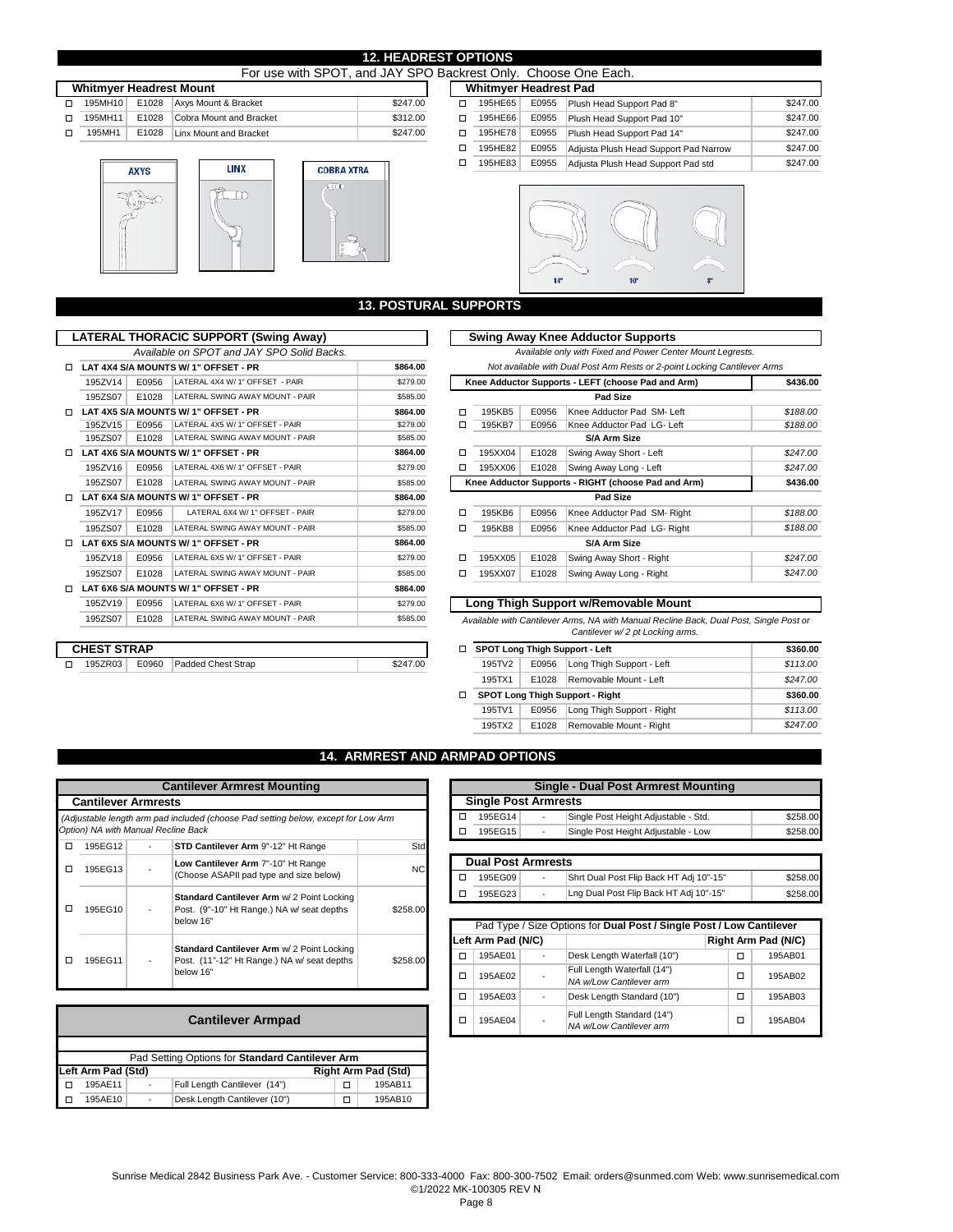## 12. HEADREST OPTIONS

For use with SPOT, and JAY SPO Backrest Only. Choose One Each.

### Whitmyer Headrest Mount

| | Part | Code | Description | Price |
|---|---|---|---|---|
| ☐ | 195MH10 | E1028 | Axys Mount & Bracket | $247.00 |
| ☐ | 195MH11 | E1028 | Cobra Mount and Bracket | $312.00 |
| ☐ | 195MH1 | E1028 | Linx Mount and Bracket | $247.00 |

AXYS — LINX — COBRA XTRA

### Whitmyer Headrest Pad

| | Part | Code | Description | Price |
|---|---|---|---|---|
| ☐ | 195HE65 | E0955 | Plush Head Support Pad 8" | $247.00 |
| ☐ | 195HE66 | E0955 | Plush Head Support Pad 10" | $247.00 |
| ☐ | 195HE78 | E0955 | Plush Head Support Pad 14" | $247.00 |
| ☐ | 195HE82 | E0955 | Adjusta Plush Head Support Pad Narrow | $247.00 |
| ☐ | 195HE83 | E0955 | Adjusta Plush Head Support Pad std | $247.00 |

14" — 10" — 8"

## 13. POSTURAL SUPPORTS

### LATERAL THORACIC SUPPORT (Swing Away)

*Available on SPOT and JAY SPO Solid Backs.*

| | Part | Code | Description | Price |
|---|---|---|---|---|
| ☐ | **LAT 4X4 S/A MOUNTS W/ 1" OFFSET - PR** | | | **$864.00** |
| | 195ZV14 | E0956 | LATERAL 4X4 W/ 1" OFFSET - PAIR | $279.00 |
| | 195ZS07 | E1028 | LATERAL SWING AWAY MOUNT - PAIR | $585.00 |
| ☐ | **LAT 4X5 S/A MOUNTS W/ 1" OFFSET - PR** | | | **$864.00** |
| | 195ZV15 | E0956 | LATERAL 4X5 W/ 1" OFFSET - PAIR | $279.00 |
| | 195ZS07 | E1028 | LATERAL SWING AWAY MOUNT - PAIR | $585.00 |
| ☐ | **LAT 4X6 S/A MOUNTS W/ 1" OFFSET - PR** | | | **$864.00** |
| | 195ZV16 | E0956 | LATERAL 4X6 W/ 1" OFFSET - PAIR | $279.00 |
| | 195ZS07 | E1028 | LATERAL SWING AWAY MOUNT - PAIR | $585.00 |
| ☐ | **LAT 6X4 S/A MOUNTS W/ 1" OFFSET - PR** | | | **$864.00** |
| | 195ZV17 | E0956 | LATERAL 6X4 W/ 1" OFFSET - PAIR | $279.00 |
| | 195ZS07 | E1028 | LATERAL SWING AWAY MOUNT - PAIR | $585.00 |
| ☐ | **LAT 6X5 S/A MOUNTS W/ 1" OFFSET - PR** | | | **$864.00** |
| | 195ZV18 | E0956 | LATERAL 6X5 W/ 1" OFFSET - PAIR | $279.00 |
| | 195ZS07 | E1028 | LATERAL SWING AWAY MOUNT - PAIR | $585.00 |
| ☐ | **LAT 6X6 S/A MOUNTS W/ 1" OFFSET - PR** | | | **$864.00** |
| | 195ZV19 | E0956 | LATERAL 6X6 W/ 1" OFFSET - PAIR | $279.00 |
| | 195ZS07 | E1028 | LATERAL SWING AWAY MOUNT - PAIR | $585.00 |

### CHEST STRAP

| | Part | Code | Description | Price |
|---|---|---|---|---|
| ☐ | 195ZR03 | E0960 | Padded Chest Strap | $247.00 |

### Swing Away Knee Adductor Supports

*Available only with Fixed and Power Center Mount Legrests.*

*Not available with Dual Post Arm Rests or 2-point Locking Cantilever Arms*

| | Part | Code | Description | Price |
|---|---|---|---|---|
| | **Knee Adductor Supports - LEFT (choose Pad and Arm)** | | | **$436.00** |
| | | | **Pad Size** | |
| ☐ | 195KB5 | E0956 | Knee Adductor Pad SM- Left | *$188.00* |
| ☐ | 195KB7 | E0956 | Knee Adductor Pad LG- Left | *$188.00* |
| | | | **S/A Arm Size** | |
| ☐ | 195XX04 | E1028 | Swing Away Short - Left | *$247.00* |
| ☐ | 195XX06 | E1028 | Swing Away Long - Left | *$247.00* |
| | **Knee Adductor Supports - RIGHT (choose Pad and Arm)** | | | **$436.00** |
| | | | **Pad Size** | |
| ☐ | 195KB6 | E0956 | Knee Adductor Pad SM- Right | *$188.00* |
| ☐ | 195KB8 | E0956 | Knee Adductor Pad LG- Right | *$188.00* |
| | | | **S/A Arm Size** | |
| ☐ | 195XX05 | E1028 | Swing Away Short - Right | *$247.00* |
| ☐ | 195XX07 | E1028 | Swing Away Long - Right | *$247.00* |

### Long Thigh Support w/Removable Mount

*Available with Cantilever Arms, NA with Manual Recline Back, Dual Post, Single Post or Cantilever w/ 2 pt Locking arms.*

| | Part | Code | Description | Price |
|---|---|---|---|---|
| ☐ | **SPOT Long Thigh Support - Left** | | | **$360.00** |
| | 195TV2 | E0956 | Long Thigh Support - Left | *$113.00* |
| | 195TX1 | E1028 | Removable Mount - Left | *$247.00* |
| ☐ | **SPOT Long Thigh Support - Right** | | | **$360.00** |
| | 195TV1 | E0956 | Long Thigh Support - Right | *$113.00* |
| | 195TX2 | E1028 | Removable Mount - Right | *$247.00* |

## 14. ARMREST AND ARMPAD OPTIONS

### Cantilever Armrest Mounting

#### Cantilever Armrests

*(Adjustable length arm pad included (choose Pad setting below, except for Low Arm Option) NA with Manual Recline Back*

| | Part | Code | Description | Price |
|---|---|---|---|---|
| ☐ | 195EG12 | - | **STD Cantilever Arm** 9"-12" Ht Range | Std |
| ☐ | 195EG13 | - | **Low Cantilever Arm** 7"-10" Ht Range (Choose ASAPII pad type and size below) | NC |
| ☐ | 195EG10 | - | **Standard Cantilever Arm** w/ 2 Point Locking Post. (9"-10" Ht Range.) NA w/ seat depths below 16" | $258.00 |
| ☐ | 195EG11 | - | **Standard Cantilever Arm** w/ 2 Point Locking Post. (11"-12" Ht Range.) NA w/ seat depths below 16" | $258.00 |

### Cantilever Armpad

Pad Setting Options for **Standard Cantilever Arm**

| | Left Arm Pad (Std) | | Description | | Right Arm Pad (Std) |
|---|---|---|---|---|---|
| ☐ | 195AE11 | - | Full Length Cantilever (14") | ☐ | 195AB11 |
| ☐ | 195AE10 | - | Desk Length Cantilever (10") | ☐ | 195AB10 |

### Single - Dual Post Armrest Mounting

#### Single Post Armrests

| | Part | Code | Description | Price |
|---|---|---|---|---|
| ☐ | 195EG14 | - | Single Post Height Adjustable - Std. | $258.00 |
| ☐ | 195EG15 | - | Single Post Height Adjustable - Low | $258.00 |

#### Dual Post Armrests

| | Part | Code | Description | Price |
|---|---|---|---|---|
| ☐ | 195EG09 | - | Shrt Dual Post Flip Back HT Adj 10"-15" | $258.00 |
| ☐ | 195EG23 | - | Lng Dual Post Flip Back HT Adj 10"-15" | $258.00 |

Pad Type / Size Options for **Dual Post / Single Post / Low Cantilever**

| | Left Arm Pad (N/C) | | Description | | Right Arm Pad (N/C) |
|---|---|---|---|---|---|
| ☐ | 195AE01 | - | Desk Length Waterfall (10") | ☐ | 195AB01 |
| ☐ | 195AE02 | - | Full Length Waterfall (14") *NA w/Low Cantilever arm* | ☐ | 195AB02 |
| ☐ | 195AE03 | - | Desk Length Standard (10") | ☐ | 195AB03 |
| ☐ | 195AE04 | - | Full Length Standard (14") *NA w/Low Cantilever arm* | ☐ | 195AB04 |

Sunrise Medical 2842 Business Park Ave. - Customer Service: 800-333-4000 Fax: 800-300-7502 Email: orders@sunmed.com Web: www.sunrisemedical.com
©1/2022 MK-100305 REV N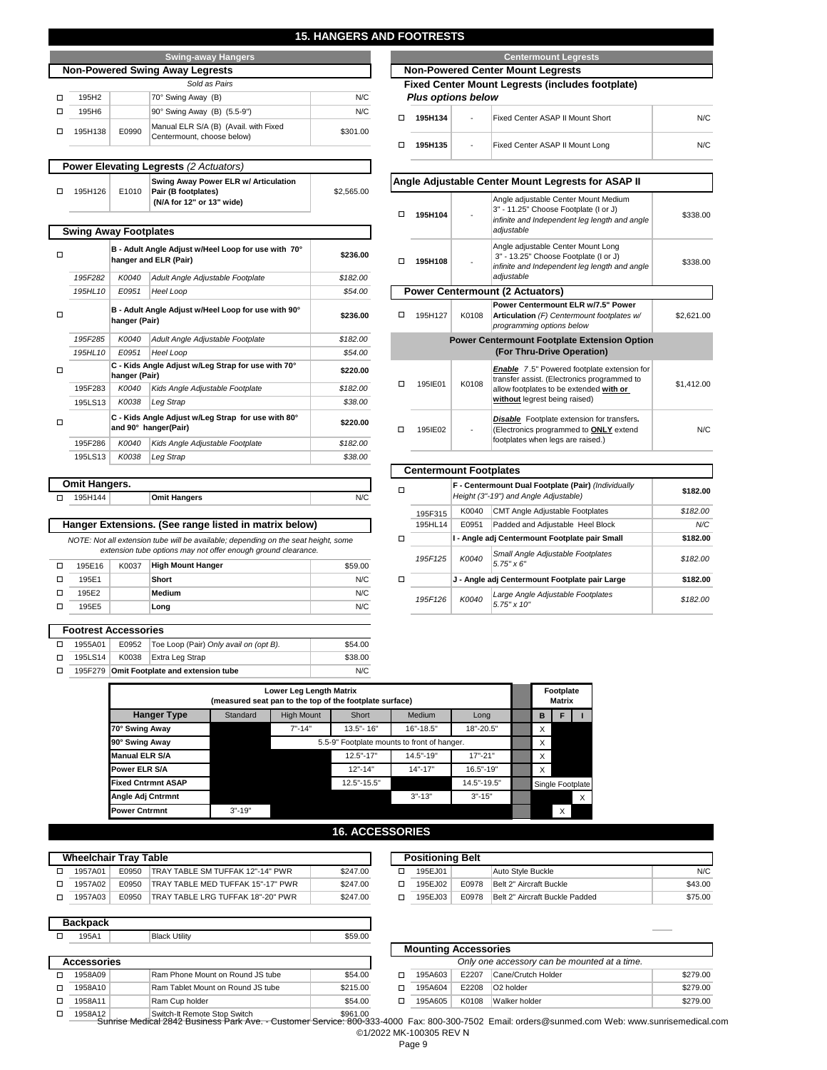# 15. HANGERS AND FOOTRESTS

## Swing-away Hangers

### Non-Powered Swing Away Legrests

*Sold as Pairs*

| | Code | HCPCS | Description | Price |
|---|---|---|---|---|
| ☐ | 195H2 | | 70° Swing Away (B) | N/C |
| ☐ | 195H6 | | 90° Swing Away (B) (5.5-9") | N/C |
| ☐ | 195H138 | E0990 | Manual ELR S/A (B) (Avail. with Fixed Centermount, choose below) | $301.00 |

### Power Elevating Legrests *(2 Actuators)*

| | Code | HCPCS | Description | Price |
|---|---|---|---|---|
| ☐ | 195H126 | E1010 | **Swing Away Power ELR w/ Articulation Pair (B footplates) (N/A for 12" or 13" wide)** | $2,565.00 |

### Swing Away Footplates

| | Code | HCPCS | Description | Price |
|---|---|---|---|---|
| ☐ | | | **B - Adult Angle Adjust w/Heel Loop for use with 70° hanger and ELR (Pair)** | **$236.00** |
| | *195F282* | *K0040* | *Adult Angle Adjustable Footplate* | *$182.00* |
| | *195HL10* | *E0951* | *Heel Loop* | *$54.00* |
| ☐ | | | **B - Adult Angle Adjust w/Heel Loop for use with 90° hanger (Pair)** | **$236.00** |
| | *195F285* | *K0040* | *Adult Angle Adjustable Footplate* | *$182.00* |
| | *195HL10* | *E0951* | *Heel Loop* | *$54.00* |
| ☐ | | | **C - Kids Angle Adjust w/Leg Strap for use with 70° hanger (Pair)** | **$220.00** |
| | 195F283 | *K0040* | *Kids Angle Adjustable Footplate* | *$182.00* |
| | 195LS13 | *K0038* | *Leg Strap* | *$38.00* |
| ☐ | | | **C - Kids Angle Adjust w/Leg Strap for use with 80° and 90° hanger(Pair)** | **$220.00** |
| | 195F286 | *K0040* | *Kids Angle Adjustable Footplate* | *$182.00* |
| | 195LS13 | *K0038* | *Leg Strap* | *$38.00* |

### Omit Hangers.

| | Code | HCPCS | Description | Price |
|---|---|---|---|---|
| ☐ | 195H144 | | **Omit Hangers** | N/C |

### Hanger Extensions. (See range listed in matrix below)

*NOTE: Not all extension tube will be available; depending on the seat height, some extension tube options may not offer enough ground clearance.*

| | Code | HCPCS | Description | Price |
|---|---|---|---|---|
| ☐ | 195E16 | K0037 | **High Mount Hanger** | $59.00 |
| ☐ | 195E1 | | **Short** | N/C |
| ☐ | 195E2 | | **Medium** | N/C |
| ☐ | 195E5 | | **Long** | N/C |

### Footrest Accessories

| | Code | HCPCS | Description | Price |
|---|---|---|---|---|
| ☐ | 1955A01 | E0952 | Toe Loop (Pair) *Only avail on (opt B).* | $54.00 |
| ☐ | 195LS14 | K0038 | Extra Leg Strap | $38.00 |
| ☐ | 195F279 | | **Omit Footplate and extension tube** | N/C |

## Centermount Legrests

### Non-Powered Center Mount Legrests

### Fixed Center Mount Legrests (includes footplate)

***Plus options below***

| | Code | HCPCS | Description | Price |
|---|---|---|---|---|
| ☐ | **195H134** | - | Fixed Center ASAP II Mount Short | N/C |
| ☐ | **195H135** | - | Fixed Center ASAP II Mount Long | N/C |

### Angle Adjustable Center Mount Legrests for ASAP II

| | Code | HCPCS | Description | Price |
|---|---|---|---|---|
| ☐ | **195H104** | - | Angle adjustable Center Mount Medium 3" - 11.25" Choose Footplate (I or J) *infinite and Independent leg length and angle adjustable* | $338.00 |
| ☐ | **195H108** | - | Angle adjustable Center Mount Long 3" - 13.25" Choose Footplate (I or J) *infinite and Independent leg length and angle adjustable* | $338.00 |

### Power Centermount (2 Actuators)

| | Code | HCPCS | Description | Price |
|---|---|---|---|---|
| ☐ | 195H127 | K0108 | **Power Centermount ELR w/7.5" Power Articulation** *(F) Centermount footplates w/ programming options below* | $2,621.00 |

### Power Centermount Footplate Extension Option (For Thru-Drive Operation)

| | Code | HCPCS | Description | Price |
|---|---|---|---|---|
| ☐ | 195IE01 | K0108 | ***Enable*** 7.5" Powered footplate extension for transfer assist. (Electronics programmed to allow footplates to be extended **with or without** legrest being raised) | $1,412.00 |
| ☐ | 195IE02 | - | ***Disable*** Footplate extension for transfers. (Electronics programmed to **ONLY** extend footplates when legs are raised.) | N/C |

### Centermount Footplates

| | Code | HCPCS | Description | Price |
|---|---|---|---|---|
| ☐ | | | **F - Centermount Dual Footplate (Pair)** *(Individually Height (3"-19") and Angle Adjustable)* | **$182.00** |
| | 195F315 | K0040 | CMT Angle Adjustable Footplates | *$182.00* |
| | 195HL14 | E0951 | Padded and Adjustable Heel Block | *N/C* |
| ☐ | | | **I - Angle adj Centermount Footplate pair Small** | **$182.00** |
| | *195F125* | *K0040* | *Small Angle Adjustable Footplates 5.75" x 6"* | *$182.00* |
| ☐ | | | **J - Angle adj Centermount Footplate pair Large** | **$182.00** |
| | *195F126* | *K0040* | *Large Angle Adjustable Footplates 5.75" x 10"* | *$182.00* |

### Lower Leg Length Matrix (measured seat pan to the top of the footplate surface)

| Hanger Type | Standard | High Mount | Short | Medium | Long | Footplate Matrix B | F | I |
|---|---|---|---|---|---|---|---|---|
| **70° Swing Away** | | 7"-14" | 13.5"- 16" | 16"-18.5" | 18"-20.5" | X | | |
| **90° Swing Away** | | 5.5-9" Footplate mounts to front of hanger. | | | | X | | |
| **Manual ELR S/A** | | | 12.5"-17" | 14.5"-19" | 17"-21" | X | | |
| **Power ELR S/A** | | | 12"-14" | 14"-17" | 16.5"-19" | X | | |
| **Fixed Cntrmnt ASAP** | | | 12.5"-15.5" | | 14.5"-19.5" | Single Footplate | | |
| **Angle Adj Cntrmnt** | | | | 3"-13" | 3"-15" | | | X |
| **Power Cntrmnt** | 3"-19" | | | | | | X | |

# 16. ACCESSORIES

### Wheelchair Tray Table

| | Code | HCPCS | Description | Price |
|---|---|---|---|---|
| ☐ | 1957A01 | E0950 | TRAY TABLE SM TUFFAK 12"-14" PWR | $247.00 |
| ☐ | 1957A02 | E0950 | TRAY TABLE MED TUFFAK 15"-17" PWR | $247.00 |
| ☐ | 1957A03 | E0950 | TRAY TABLE LRG TUFFAK 18"-20" PWR | $247.00 |

### Backpack

| | Code | HCPCS | Description | Price |
|---|---|---|---|---|
| ☐ | 195A1 | | Black Utility | $59.00 |

### Accessories

| | Code | HCPCS | Description | Price |
|---|---|---|---|---|
| ☐ | 1958A09 | | Ram Phone Mount on Round JS tube | $54.00 |
| ☐ | 1958A10 | | Ram Tablet Mount on Round JS tube | $215.00 |
| ☐ | 1958A11 | | Ram Cup holder | $54.00 |
| ☐ | 1958A12 | | Switch-It Remote Stop Switch | $961.00 |

### Positioning Belt

| | Code | HCPCS | Description | Price |
|---|---|---|---|---|
| ☐ | 195EJ01 | | Auto Style Buckle | N/C |
| ☐ | 195EJ02 | E0978 | Belt 2" Aircraft Buckle | $43.00 |
| ☐ | 195EJ03 | E0978 | Belt 2" Aircraft Buckle Padded | $75.00 |

### Mounting Accessories

*Only one accessory can be mounted at a time.*

| | Code | HCPCS | Description | Price |
|---|---|---|---|---|
| ☐ | 195A603 | E2207 | Cane/Crutch Holder | $279.00 |
| ☐ | 195A604 | E2208 | O2 holder | $279.00 |
| ☐ | 195A605 | K0108 | Walker holder | $279.00 |

Sunrise Medical 2842 Business Park Ave. - Customer Service: 800-333-4000 Fax: 800-300-7502 Email: orders@sunmed.com Web: www.sunrisemedical.com

©1/2022 MK-100305 REV N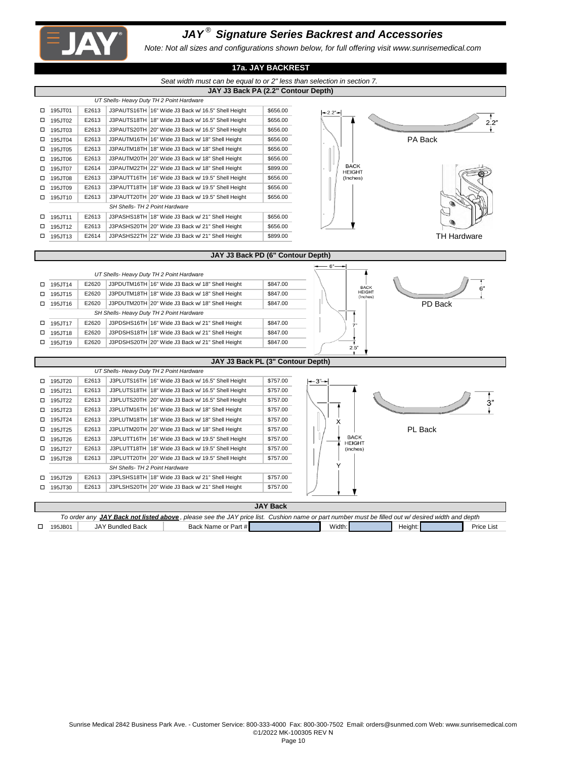# JAY® Signature Series Backrest and Accessories

*Note: Not all sizes and configurations shown below, for full offering visit www.sunrisemedical.com*

## 17a. JAY BACKREST

*Seat width must can be equal to or 2" less than selection in section 7.*

### JAY J3 Back PA (2.2" Contour Depth)

| | Part # | HCPCS | Code | Description | Price |
|---|---|---|---|---|---|
| | *UT Shells- Heavy Duty TH 2 Point Hardware* | | | | |
| ☐ | 195JT01 | E2613 | J3PAUTS16TH | 16" Wide J3 Back w/ 16.5" Shell Height | $656.00 |
| ☐ | 195JT02 | E2613 | J3PAUTS18TH | 18" Wide J3 Back w/ 16.5" Shell Height | $656.00 |
| ☐ | 195JT03 | E2613 | J3PAUTS20TH | 20" Wide J3 Back w/ 16.5" Shell Height | $656.00 |
| ☐ | 195JT04 | E2613 | J3PAUTM16TH | 16" Wide J3 Back w/ 18" Shell Height | $656.00 |
| ☐ | 195JT05 | E2613 | J3PAUTM18TH | 18" Wide J3 Back w/ 18" Shell Height | $656.00 |
| ☐ | 195JT06 | E2613 | J3PAUTM20TH | 20" Wide J3 Back w/ 18" Shell Height | $656.00 |
| ☐ | 195JT07 | E2614 | J3PAUTM22TH | 22" Wide J3 Back w/ 18" Shell Height | $899.00 |
| ☐ | 195JT08 | E2613 | J3PAUTT16TH | 16" Wide J3 Back w/ 19.5" Shell Height | $656.00 |
| ☐ | 195JT09 | E2613 | J3PAUTT18TH | 18" Wide J3 Back w/ 19.5" Shell Height | $656.00 |
| ☐ | 195JT10 | E2613 | J3PAUTT20TH | 20" Wide J3 Back w/ 19.5" Shell Height | $656.00 |
| | *SH Shells- TH 2 Point Hardware* | | | | |
| ☐ | 195JT11 | E2613 | J3PASHS18TH | 18" Wide J3 Back w/ 21" Shell Height | $656.00 |
| ☐ | 195JT12 | E2613 | J3PASHS20TH | 20" Wide J3 Back w/ 21" Shell Height | $656.00 |
| ☐ | 195JT13 | E2614 | J3PASHS22TH | 22" Wide J3 Back w/ 21" Shell Height | $899.00 |

2.2" — BACK HEIGHT (Inches) — 2.2" — PA Back — TH Hardware

### JAY J3 Back PD (6" Contour Depth)

| | Part # | HCPCS | Code | Description | Price |
|---|---|---|---|---|---|
| | *UT Shells- Heavy Duty TH 2 Point Hardware* | | | | |
| ☐ | 195JT14 | E2620 | J3PDUTM16TH | 16" Wide J3 Back w/ 18" Shell Height | $847.00 |
| ☐ | 195JT15 | E2620 | J3PDUTM18TH | 18" Wide J3 Back w/ 18" Shell Height | $847.00 |
| ☐ | 195JT16 | E2620 | J3PDUTM20TH | 20" Wide J3 Back w/ 18" Shell Height | $847.00 |
| | *SH Shells- Heavy Duty TH 2 Point Hardware* | | | | |
| ☐ | 195JT17 | E2620 | J3PDSHS16TH | 16" Wide J3 Back w/ 21" Shell Height | $847.00 |
| ☐ | 195JT18 | E2620 | J3PDSHS18TH | 18" Wide J3 Back w/ 21" Shell Height | $847.00 |
| ☐ | 195JT19 | E2620 | J3PDSHS20TH | 20" Wide J3 Back w/ 21" Shell Height | $847.00 |

6" — BACK HEIGHT (Inches) — 7" — 2.5" — 6" — PD Back

### JAY J3 Back PL (3" Contour Depth)

| | Part # | HCPCS | Code | Description | Price |
|---|---|---|---|---|---|
| | *UT Shells- Heavy Duty TH 2 Point Hardware* | | | | |
| ☐ | 195JT20 | E2613 | J3PLUTS16TH | 16" Wide J3 Back w/ 16.5" Shell Height | $757.00 |
| ☐ | 195JT21 | E2613 | J3PLUTS18TH | 18" Wide J3 Back w/ 16.5" Shell Height | $757.00 |
| ☐ | 195JT22 | E2613 | J3PLUTS20TH | 20" Wide J3 Back w/ 16.5" Shell Height | $757.00 |
| ☐ | 195JT23 | E2613 | J3PLUTM16TH | 16" Wide J3 Back w/ 18" Shell Height | $757.00 |
| ☐ | 195JT24 | E2613 | J3PLUTM18TH | 18" Wide J3 Back w/ 18" Shell Height | $757.00 |
| ☐ | 195JT25 | E2613 | J3PLUTM20TH | 20" Wide J3 Back w/ 18" Shell Height | $757.00 |
| ☐ | 195JT26 | E2613 | J3PLUTT16TH | 16" Wide J3 Back w/ 19.5" Shell Height | $757.00 |
| ☐ | 195JT27 | E2613 | J3PLUTT18TH | 18" Wide J3 Back w/ 19.5" Shell Height | $757.00 |
| ☐ | 195JT28 | E2613 | J3PLUTT20TH | 20" Wide J3 Back w/ 19.5" Shell Height | $757.00 |
| | *SH Shells- TH 2 Point Hardware* | | | | |
| ☐ | 195JT29 | E2613 | J3PLSHS18TH | 18" Wide J3 Back w/ 21" Shell Height | $757.00 |
| ☐ | 195JT30 | E2613 | J3PLSHS20TH | 20" Wide J3 Back w/ 21" Shell Height | $757.00 |

3" — X — BACK HEIGHT (inches) — Y — 3" — PL Back

### JAY Back

*To order any **JAY Back not listed above**, please see the JAY price list. Cushion name or part number must be filled out w/ desired width and depth*

| | Part # | Description | | | | | | |
|---|---|---|---|---|---|---|---|---|
| ☐ | 195JB01 | JAY Bundled Back | Back Name or Part # | | Width: | Height: | | Price List |

Sunrise Medical 2842 Business Park Ave. - Customer Service: 800-333-4000 Fax: 800-300-7502 Email: orders@sunmed.com Web: www.sunrisemedical.com
©1/2022 MK-100305 REV N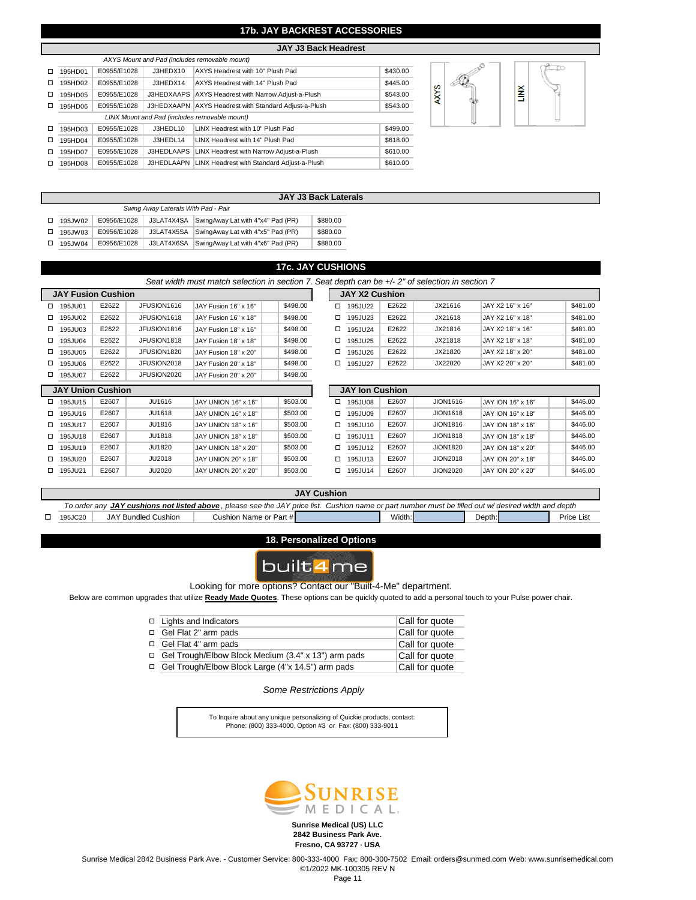## 17b. JAY BACKREST ACCESSORIES

### JAY J3 Back Headrest

| | | | | | |
|---|---|---|---|---|---|
| | | | *AXYS Mount and Pad (includes removable mount)* | | |
| ☐ | 195HD01 | E0955/E1028 | J3HEDX10 | AXYS Headrest with 10" Plush Pad | $430.00 |
| ☐ | 195HD02 | E0955/E1028 | J3HEDX14 | AXYS Headrest with 14" Plush Pad | $445.00 |
| ☐ | 195HD05 | E0955/E1028 | J3HEDXAAPS | AXYS Headrest with Narrow Adjust-a-Plush | $543.00 |
| ☐ | 195HD06 | E0955/E1028 | J3HEDXAAPN | AXYS Headrest with Standard Adjust-a-Plush | $543.00 |
| | | | *LINX Mount and Pad (includes removable mount)* | | |
| ☐ | 195HD03 | E0955/E1028 | J3HEDL10 | LINX Headrest with 10" Plush Pad | $499.00 |
| ☐ | 195HD04 | E0955/E1028 | J3HEDL14 | LINX Headrest with 14" Plush Pad | $618.00 |
| ☐ | 195HD07 | E0955/E1028 | J3HEDLAAPS | LINX Headrest with Narrow Adjust-a-Plush | $610.00 |
| ☐ | 195HD08 | E0955/E1028 | J3HEDLAAPN | LINX Headrest with Standard Adjust-a-Plush | $610.00 |

AXYS

LINX

### JAY J3 Back Laterals

| | | | | | |
|---|---|---|---|---|---|
| | | | *Swing Away Laterals With Pad - Pair* | | |
| ☐ | 195JW02 | E0956/E1028 | J3LAT4X4SA | SwingAway Lat with 4"x4" Pad (PR) | $880.00 |
| ☐ | 195JW03 | E0956/E1028 | J3LAT4X5SA | SwingAway Lat with 4"x5" Pad (PR) | $880.00 |
| ☐ | 195JW04 | E0956/E1028 | J3LAT4X6SA | SwingAway Lat with 4"x6" Pad (PR) | $880.00 |

## 17c. JAY CUSHIONS

*Seat width must match selection in section 7. Seat depth can be +/- 2" of selection in section 7*

### JAY Fusion Cushion

| | | | | | |
|---|---|---|---|---|---|
| ☐ | 195JU01 | E2622 | JFUSION1616 | JAY Fusion 16" x 16" | $498.00 |
| ☐ | 195JU02 | E2622 | JFUSION1618 | JAY Fusion 16" x 18" | $498.00 |
| ☐ | 195JU03 | E2622 | JFUSION1816 | JAY Fusion 18" x 16" | $498.00 |
| ☐ | 195JU04 | E2622 | JFUSION1818 | JAY Fusion 18" x 18" | $498.00 |
| ☐ | 195JU05 | E2622 | JFUSION1820 | JAY Fusion 18" x 20" | $498.00 |
| ☐ | 195JU06 | E2622 | JFUSION2018 | JAY Fusion 20" x 18" | $498.00 |
| ☐ | 195JU07 | E2622 | JFUSION2020 | JAY Fusion 20" x 20" | $498.00 |

### JAY X2 Cushion

| | | | | | |
|---|---|---|---|---|---|
| ☐ | 195JU22 | E2622 | JX21616 | JAY X2 16" x 16" | $481.00 |
| ☐ | 195JU23 | E2622 | JX21618 | JAY X2 16" x 18" | $481.00 |
| ☐ | 195JU24 | E2622 | JX21816 | JAY X2 18" x 16" | $481.00 |
| ☐ | 195JU25 | E2622 | JX21818 | JAY X2 18" x 18" | $481.00 |
| ☐ | 195JU26 | E2622 | JX21820 | JAY X2 18" x 20" | $481.00 |
| ☐ | 195JU27 | E2622 | JX22020 | JAY X2 20" x 20" | $481.00 |

### JAY Union Cushion

| | | | | | |
|---|---|---|---|---|---|
| ☐ | 195JU15 | E2607 | JU1616 | JAY UNION 16" x 16" | $503.00 |
| ☐ | 195JU16 | E2607 | JU1618 | JAY UNION 16" x 18" | $503.00 |
| ☐ | 195JU17 | E2607 | JU1816 | JAY UNION 18" x 16" | $503.00 |
| ☐ | 195JU18 | E2607 | JU1818 | JAY UNION 18" x 18" | $503.00 |
| ☐ | 195JU19 | E2607 | JU1820 | JAY UNION 18" x 20" | $503.00 |
| ☐ | 195JU20 | E2607 | JU2018 | JAY UNION 20" x 18" | $503.00 |
| ☐ | 195JU21 | E2607 | JU2020 | JAY UNION 20" x 20" | $503.00 |

### JAY Ion Cushion

| | | | | | |
|---|---|---|---|---|---|
| ☐ | 195JU08 | E2607 | JION1616 | JAY ION 16" x 16" | $446.00 |
| ☐ | 195JU09 | E2607 | JION1618 | JAY ION 16" x 18" | $446.00 |
| ☐ | 195JU10 | E2607 | JION1816 | JAY ION 18" x 16" | $446.00 |
| ☐ | 195JU11 | E2607 | JION1818 | JAY ION 18" x 18" | $446.00 |
| ☐ | 195JU12 | E2607 | JION1820 | JAY ION 18" x 20" | $446.00 |
| ☐ | 195JU13 | E2607 | JION2018 | JAY ION 20" x 18" | $446.00 |
| ☐ | 195JU14 | E2607 | JION2020 | JAY ION 20" x 20" | $446.00 |

### JAY Cushion

*To order any **JAY cushions not listed above**, please see the JAY price list. Cushion name or part number must be filled out w/ desired width and depth*

| | | | | | | |
|---|---|---|---|---|---|---|
| ☐ | 195JC20 | JAY Bundled Cushion | Cushion Name or Part # | Width: | Depth: | Price List |

## 18. Personalized Options

built4me

Looking for more options? Contact our "Built-4-Me" department.

Below are common upgrades that utilize **Ready Made Quotes**. These options can be quickly quoted to add a personal touch to your Pulse power chair.

| | | |
|---|---|---|
| ☐ | Lights and Indicators | Call for quote |
| ☐ | Gel Flat 2" arm pads | Call for quote |
| ☐ | Gel Flat 4" arm pads | Call for quote |
| ☐ | Gel Trough/Elbow Block Medium (3.4" x 13") arm pads | Call for quote |
| ☐ | Gel Trough/Elbow Block Large (4"x 14.5") arm pads | Call for quote |

*Some Restrictions Apply*

To Inquire about any unique personalizing of Quickie products, contact:
Phone: (800) 333-4000, Option #3 or Fax: (800) 333-9011

SUNRISE MEDICAL

**Sunrise Medical (US) LLC**
**2842 Business Park Ave.**
**Fresno, CA 93727 · USA**

Sunrise Medical 2842 Business Park Ave. - Customer Service: 800-333-4000 Fax: 800-300-7502 Email: orders@sunmed.com Web: www.sunrisemedical.com
©1/2022 MK-100305 REV N